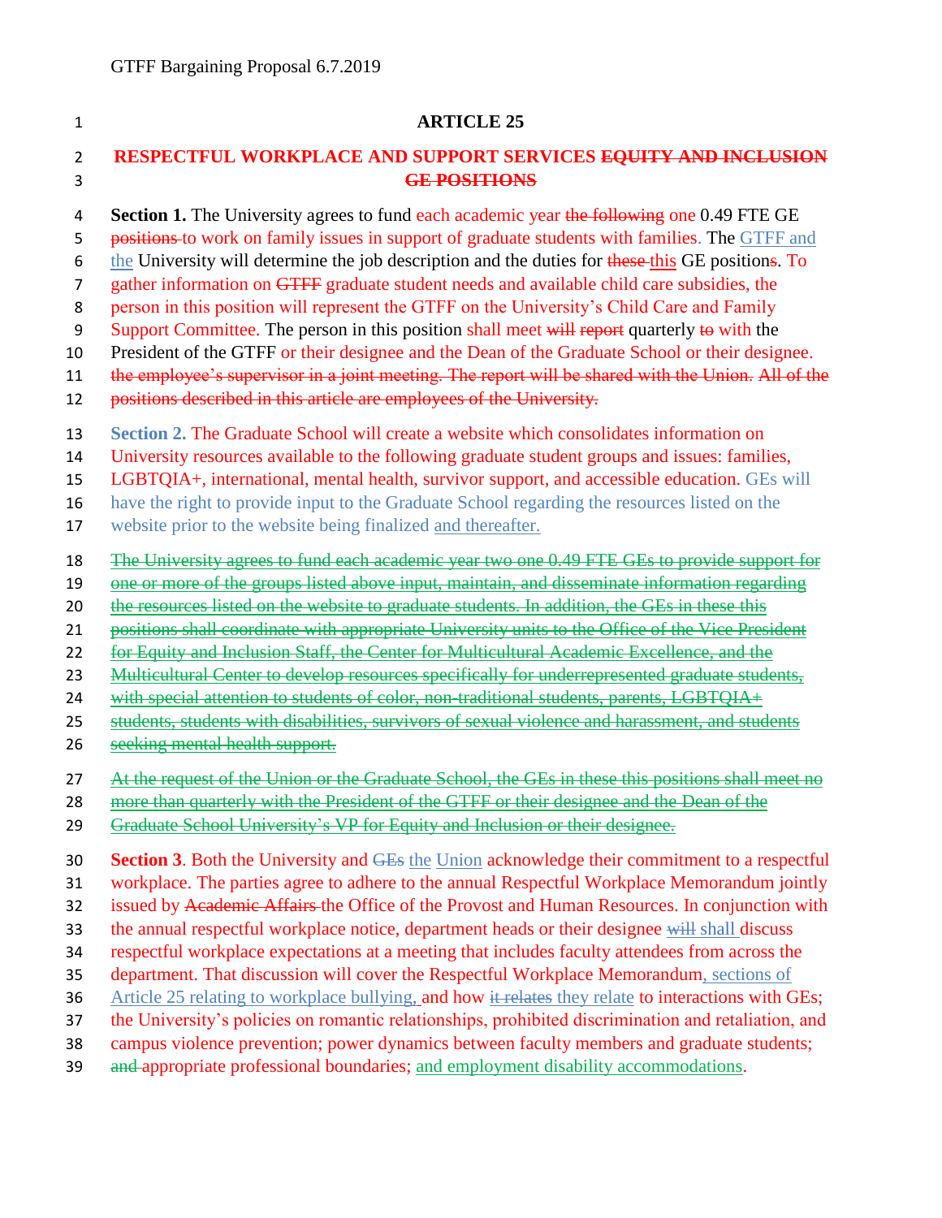GTFF Bargaining Proposal 6.7.2019

# ARTICLE 25

## RESPECTFUL WORKPLACE AND SUPPORT SERVICES ~~EQUITY AND INCLUSION GE POSITIONS~~

**Section 1.** The University agrees to fund each academic year ~~the following~~ one 0.49 FTE GE ~~positions~~ to work on family issues in support of graduate students with families. The GTFF and the University will determine the job description and the duties for ~~these~~ this GE position~~s~~. To gather information on ~~GTFF~~ graduate student needs and available child care subsidies, the person in this position will represent the GTFF on the University's Child Care and Family Support Committee. The person in this position shall meet ~~will report~~ quarterly ~~to~~ with the President of the GTFF or their designee and the Dean of the Graduate School or their designee. ~~the employee's supervisor in a joint meeting. The report will be shared with the Union. All of the positions described in this article are employees of the University.~~

**Section 2.** The Graduate School will create a website which consolidates information on University resources available to the following graduate student groups and issues: families, LGBTQIA+, international, mental health, survivor support, and accessible education. GEs will have the right to provide input to the Graduate School regarding the resources listed on the website prior to the website being finalized and thereafter.

~~The University agrees to fund each academic year two one 0.49 FTE GEs to provide support for one or more of the groups listed above input, maintain, and disseminate information regarding the resources listed on the website to graduate students. In addition, the GEs in these this positions shall coordinate with appropriate University units to the Office of the Vice President for Equity and Inclusion Staff, the Center for Multicultural Academic Excellence, and the Multicultural Center to develop resources specifically for underrepresented graduate students, with special attention to students of color, non-traditional students, parents, LGBTQIA+ students, students with disabilities, survivors of sexual violence and harassment, and students seeking mental health support.~~

~~At the request of the Union or the Graduate School, the GEs in these this positions shall meet no more than quarterly with the President of the GTFF or their designee and the Dean of the Graduate School University's VP for Equity and Inclusion or their designee.~~

**Section 3**. Both the University and ~~GEs~~ the Union acknowledge their commitment to a respectful workplace. The parties agree to adhere to the annual Respectful Workplace Memorandum jointly issued by ~~Academic Affairs~~ the Office of the Provost and Human Resources. In conjunction with the annual respectful workplace notice, department heads or their designee ~~will~~ shall discuss respectful workplace expectations at a meeting that includes faculty attendees from across the department. That discussion will cover the Respectful Workplace Memorandum, sections of Article 25 relating to workplace bullying, and how ~~it relates~~ they relate to interactions with GEs; the University's policies on romantic relationships, prohibited discrimination and retaliation, and campus violence prevention; power dynamics between faculty members and graduate students; ~~and~~ appropriate professional boundaries; and employment disability accommodations.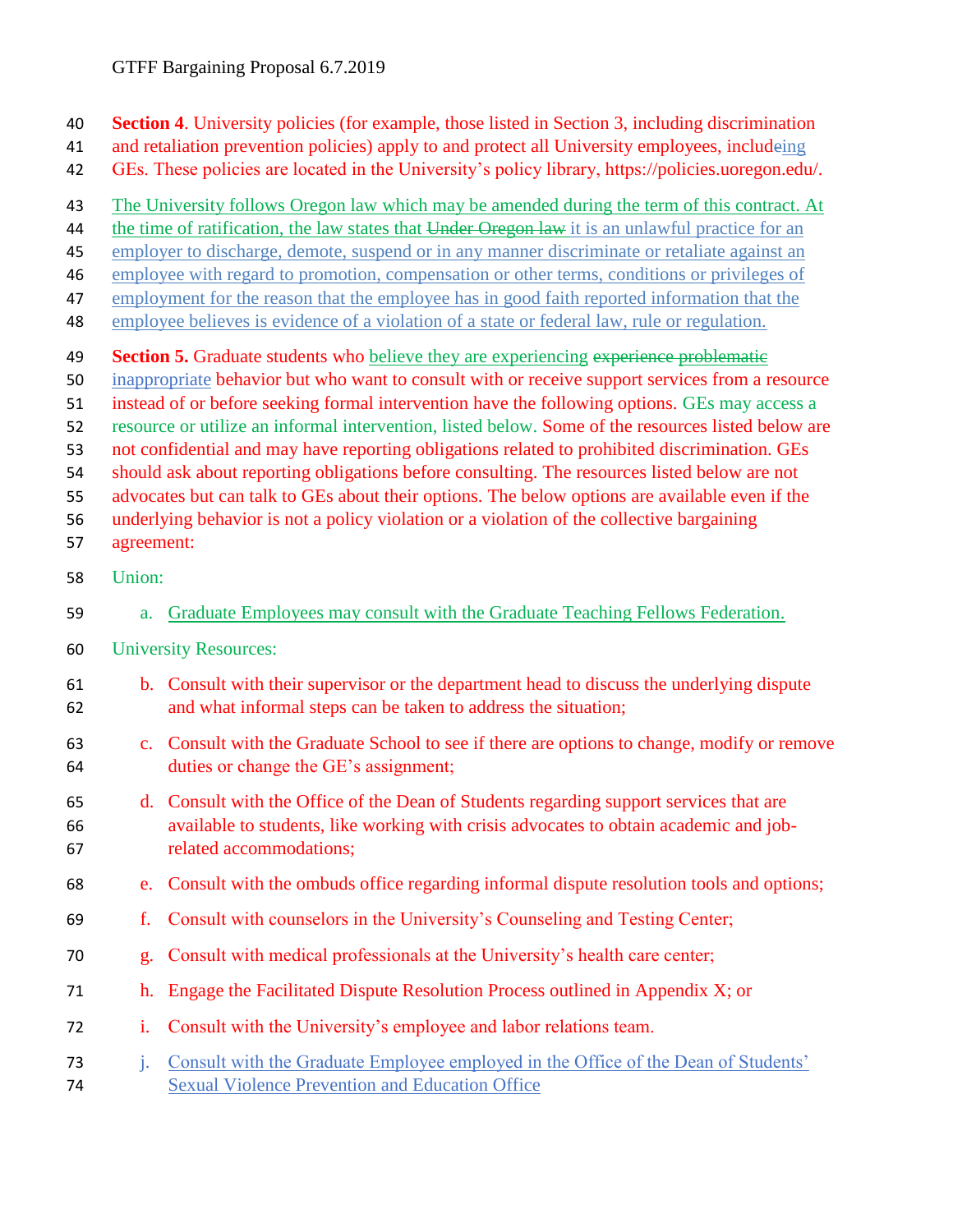**Section 4**. University policies (for example, those listed in Section 3, including discrimination and retaliation prevention policies) apply to and protect all University employees, includeing GEs. These policies are located in the University's policy library, https://policies.uoregon.edu/.

The University follows Oregon law which may be amended during the term of this contract. At the time of ratification, the law states that ~~Under Oregon law~~ it is an unlawful practice for an employer to discharge, demote, suspend or in any manner discriminate or retaliate against an employee with regard to promotion, compensation or other terms, conditions or privileges of employment for the reason that the employee has in good faith reported information that the employee believes is evidence of a violation of a state or federal law, rule or regulation.

**Section 5.** Graduate students who believe they are experiencing ~~experience problematic~~ inappropriate behavior but who want to consult with or receive support services from a resource instead of or before seeking formal intervention have the following options. GEs may access a resource or utilize an informal intervention, listed below. Some of the resources listed below are not confidential and may have reporting obligations related to prohibited discrimination. GEs should ask about reporting obligations before consulting. The resources listed below are not advocates but can talk to GEs about their options. The below options are available even if the underlying behavior is not a policy violation or a violation of the collective bargaining agreement:

Union:

a. Graduate Employees may consult with the Graduate Teaching Fellows Federation.

University Resources:

b. Consult with their supervisor or the department head to discuss the underlying dispute and what informal steps can be taken to address the situation;

c. Consult with the Graduate School to see if there are options to change, modify or remove duties or change the GE's assignment;

d. Consult with the Office of the Dean of Students regarding support services that are available to students, like working with crisis advocates to obtain academic and job-related accommodations;

e. Consult with the ombuds office regarding informal dispute resolution tools and options;

f. Consult with counselors in the University's Counseling and Testing Center;

g. Consult with medical professionals at the University's health care center;

h. Engage the Facilitated Dispute Resolution Process outlined in Appendix X; or

i. Consult with the University's employee and labor relations team.

j. Consult with the Graduate Employee employed in the Office of the Dean of Students' Sexual Violence Prevention and Education Office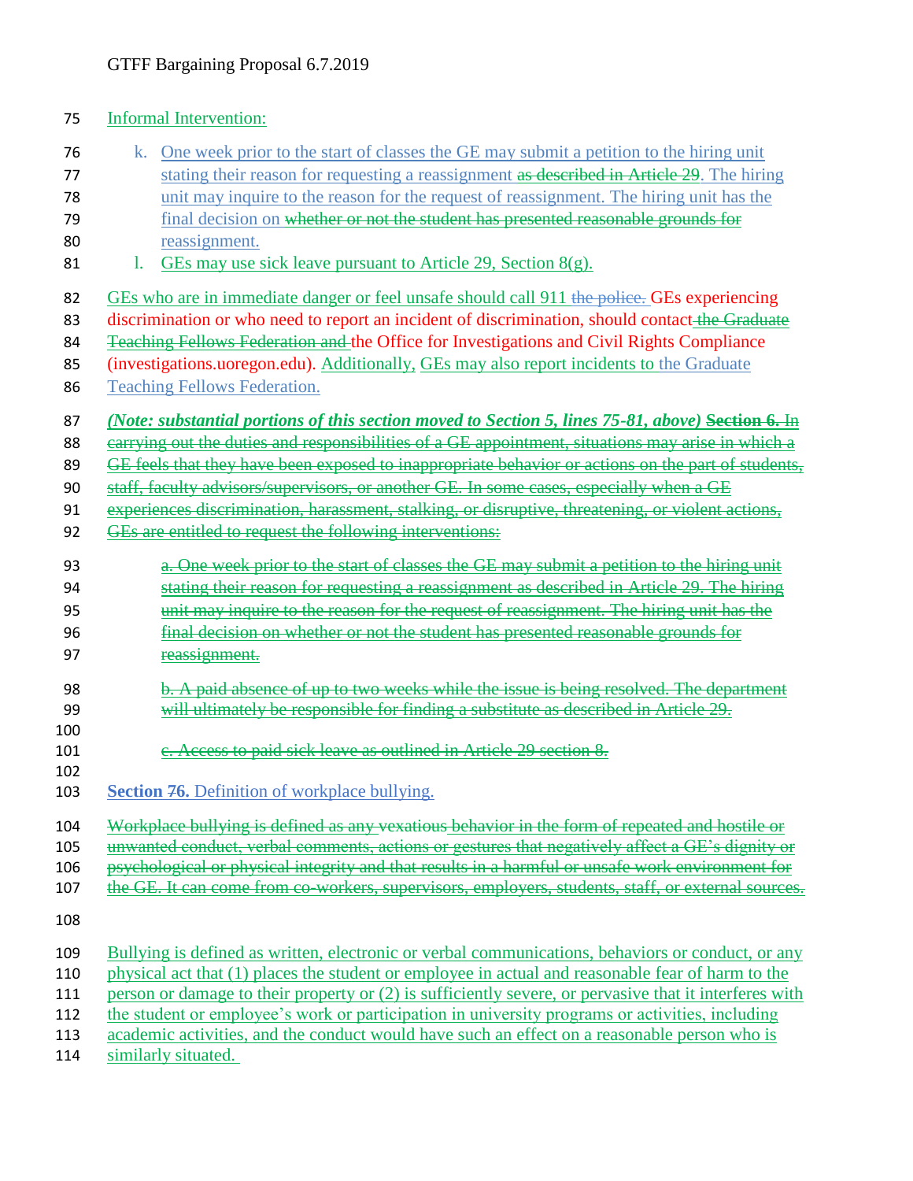Informal Intervention:

k. One week prior to the start of classes the GE may submit a petition to the hiring unit stating their reason for requesting a reassignment ~~as described in Article 29~~. The hiring unit may inquire to the reason for the request of reassignment. The hiring unit has the final decision on ~~whether or not the student has presented reasonable grounds for~~ reassignment.

l. GEs may use sick leave pursuant to Article 29, Section 8(g).

GEs who are in immediate danger or feel unsafe should call 911 ~~the police.~~ GEs experiencing discrimination or who need to report an incident of discrimination, should contact ~~the Graduate Teaching Fellows Federation and~~ the Office for Investigations and Civil Rights Compliance (investigations.uoregon.edu). Additionally, GEs may also report incidents to the Graduate Teaching Fellows Federation.

***(Note: substantial portions of this section moved to Section 5, lines 75-81, above)*** ~~**Section 6.** In carrying out the duties and responsibilities of a GE appointment, situations may arise in which a GE feels that they have been exposed to inappropriate behavior or actions on the part of students, staff, faculty advisors/supervisors, or another GE. In some cases, especially when a GE experiences discrimination, harassment, stalking, or disruptive, threatening, or violent actions, GEs are entitled to request the following interventions:~~

~~a. One week prior to the start of classes the GE may submit a petition to the hiring unit stating their reason for requesting a reassignment as described in Article 29. The hiring unit may inquire to the reason for the request of reassignment. The hiring unit has the final decision on whether or not the student has presented reasonable grounds for reassignment.~~

~~b. A paid absence of up to two weeks while the issue is being resolved. The department will ultimately be responsible for finding a substitute as described in Article 29.~~

~~c. Access to paid sick leave as outlined in Article 29 section 8.~~

**Section ~~7~~6.** Definition of workplace bullying.

~~Workplace bullying is defined as any vexatious behavior in the form of repeated and hostile or unwanted conduct, verbal comments, actions or gestures that negatively affect a GE's dignity or psychological or physical integrity and that results in a harmful or unsafe work environment for the GE. It can come from co-workers, supervisors, employers, students, staff, or external sources.~~

Bullying is defined as written, electronic or verbal communications, behaviors or conduct, or any physical act that (1) places the student or employee in actual and reasonable fear of harm to the person or damage to their property or (2) is sufficiently severe, or pervasive that it interferes with the student or employee's work or participation in university programs or activities, including academic activities, and the conduct would have such an effect on a reasonable person who is similarly situated.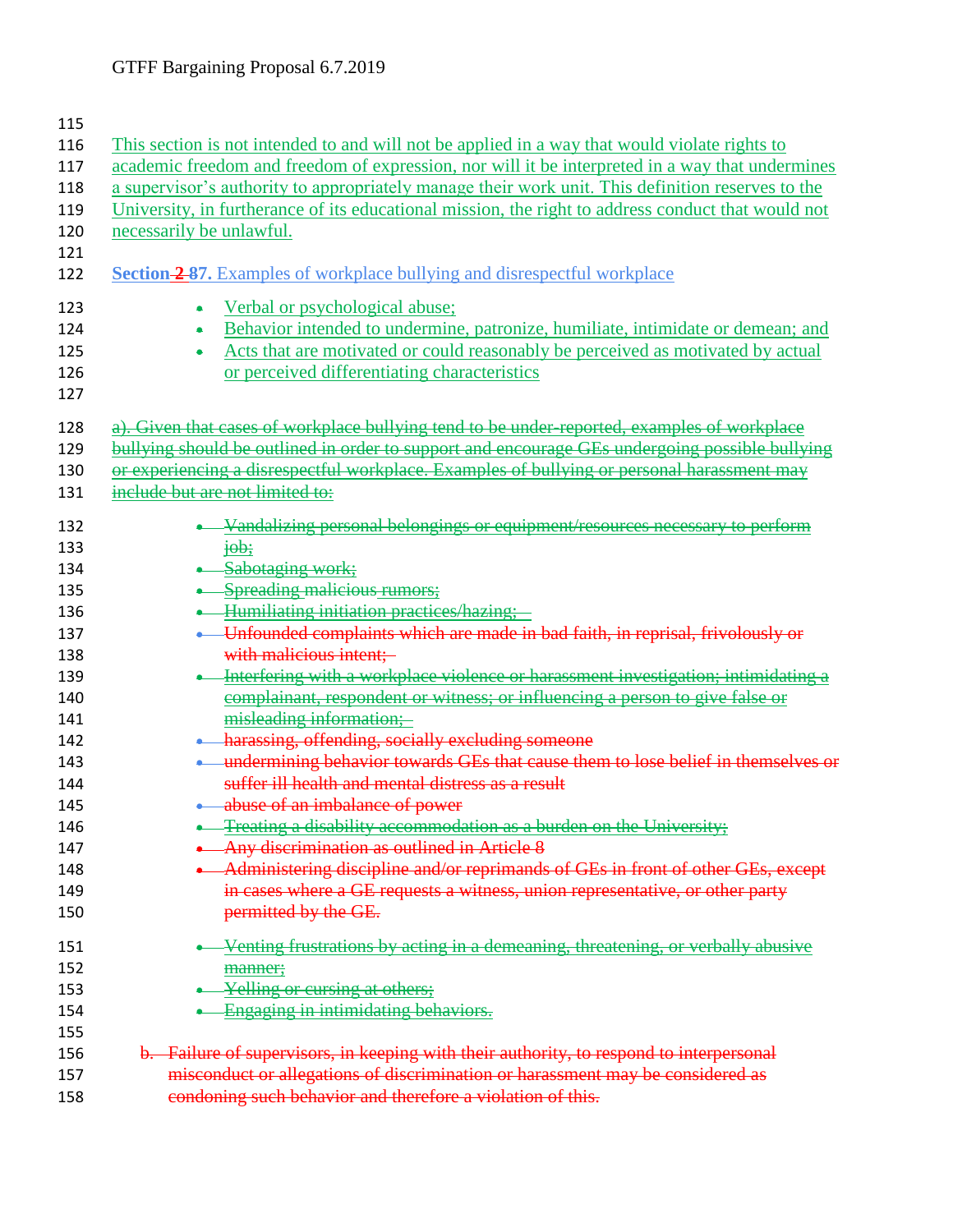This section is not intended to and will not be applied in a way that would violate rights to academic freedom and freedom of expression, nor will it be interpreted in a way that undermines a supervisor's authority to appropriately manage their work unit. This definition reserves to the University, in furtherance of its educational mission, the right to address conduct that would not necessarily be unlawful.

**Section ~~2~~ 87.** Examples of workplace bullying and disrespectful workplace

- Verbal or psychological abuse;
- Behavior intended to undermine, patronize, humiliate, intimidate or demean; and
- Acts that are motivated or could reasonably be perceived as motivated by actual or perceived differentiating characteristics

~~a). Given that cases of workplace bullying tend to be under-reported, examples of workplace bullying should be outlined in order to support and encourage GEs undergoing possible bullying or experiencing a disrespectful workplace. Examples of bullying or personal harassment may include but are not limited to:~~

- ~~Vandalizing personal belongings or equipment/resources necessary to perform job;~~
- ~~Sabotaging work;~~
- ~~Spreading malicious rumors;~~
- ~~Humiliating initiation practices/hazing;~~
- ~~Unfounded complaints which are made in bad faith, in reprisal, frivolously or with malicious intent;~~
- ~~Interfering with a workplace violence or harassment investigation; intimidating a complainant, respondent or witness; or influencing a person to give false or misleading information;~~
- ~~harassing, offending, socially excluding someone~~
- ~~undermining behavior towards GEs that cause them to lose belief in themselves or suffer ill health and mental distress as a result~~
- ~~abuse of an imbalance of power~~
- ~~Treating a disability accommodation as a burden on the University;~~
- ~~Any discrimination as outlined in Article 8~~
- ~~Administering discipline and/or reprimands of GEs in front of other GEs, except in cases where a GE requests a witness, union representative, or other party permitted by the GE.~~
- ~~Venting frustrations by acting in a demeaning, threatening, or verbally abusive manner;~~
- ~~Yelling or cursing at others;~~
- ~~Engaging in intimidating behaviors.~~

~~b. Failure of supervisors, in keeping with their authority, to respond to interpersonal misconduct or allegations of discrimination or harassment may be considered as condoning such behavior and therefore a violation of this.~~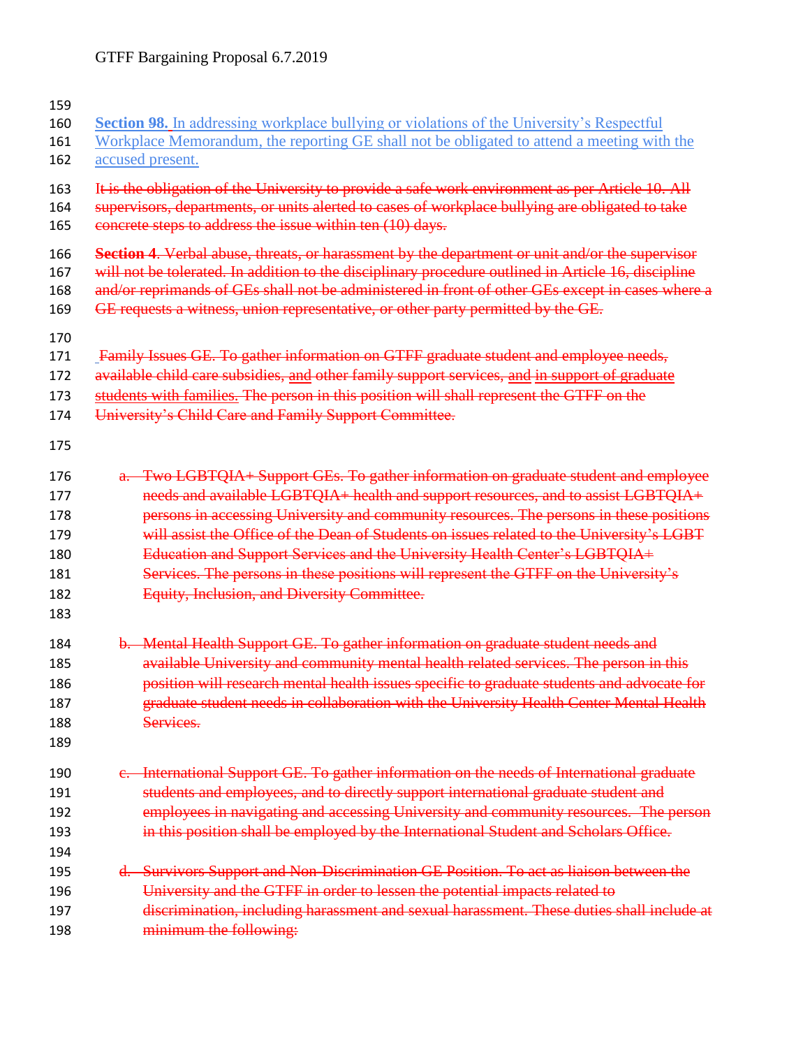**Section ~~9~~8.** In addressing workplace bullying or violations of the University's Respectful Workplace Memorandum, the reporting GE shall not be obligated to attend a meeting with the accused present.

~~It is the obligation of the University to provide a safe work environment as per Article 10. All supervisors, departments, or units alerted to cases of workplace bullying are obligated to take concrete steps to address the issue within ten (10) days.~~

~~**Section 4**. Verbal abuse, threats, or harassment by the department or unit and/or the supervisor will not be tolerated. In addition to the disciplinary procedure outlined in Article 16, discipline and/or reprimands of GEs shall not be administered in front of other GEs except in cases where a GE requests a witness, union representative, or other party permitted by the GE.~~

~~Family Issues GE. To gather information on GTFF graduate student and employee needs, available child care subsidies, and other family support services, and in support of graduate students with families. The person in this position will shall represent the GTFF on the University's Child Care and Family Support Committee.~~

~~a. Two LGBTQIA+ Support GEs. To gather information on graduate student and employee needs and available LGBTQIA+ health and support resources, and to assist LGBTQIA+ persons in accessing University and community resources. The persons in these positions will assist the Office of the Dean of Students on issues related to the University's LGBT Education and Support Services and the University Health Center's LGBTQIA+ Services. The persons in these positions will represent the GTFF on the University's Equity, Inclusion, and Diversity Committee.~~

~~b. Mental Health Support GE. To gather information on graduate student needs and available University and community mental health related services. The person in this position will research mental health issues specific to graduate students and advocate for graduate student needs in collaboration with the University Health Center Mental Health Services.~~

~~c. International Support GE. To gather information on the needs of International graduate students and employees, and to directly support international graduate student and employees in navigating and accessing University and community resources. The person in this position shall be employed by the International Student and Scholars Office.~~

~~d. Survivors Support and Non-Discrimination GE Position. To act as liaison between the University and the GTFF in order to lessen the potential impacts related to discrimination, including harassment and sexual harassment. These duties shall include at minimum the following:~~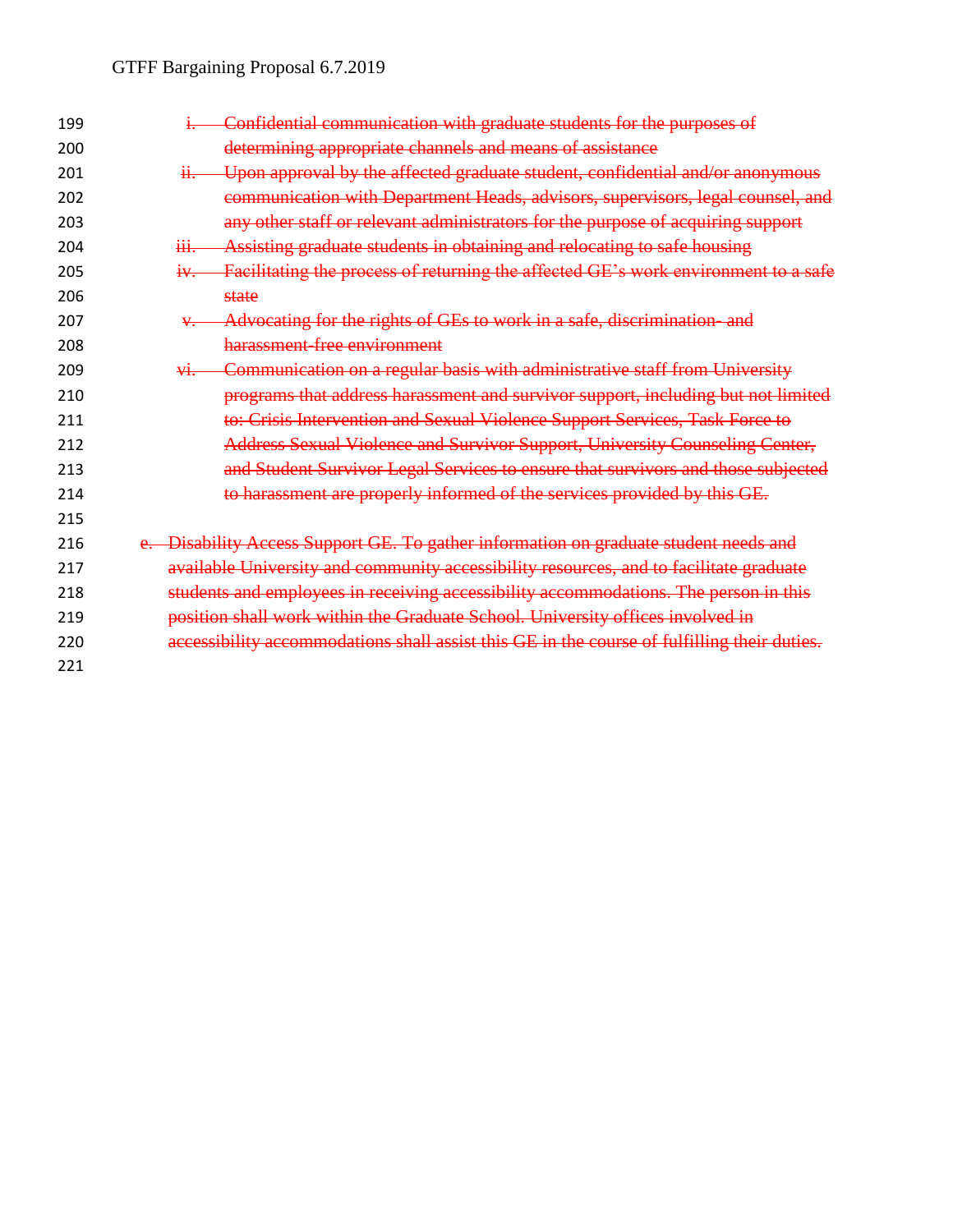~~i. Confidential communication with graduate students for the purposes of determining appropriate channels and means of assistance~~

~~ii. Upon approval by the affected graduate student, confidential and/or anonymous communication with Department Heads, advisors, supervisors, legal counsel, and any other staff or relevant administrators for the purpose of acquiring support~~

~~iii. Assisting graduate students in obtaining and relocating to safe housing~~

~~iv. Facilitating the process of returning the affected GE's work environment to a safe state~~

~~v. Advocating for the rights of GEs to work in a safe, discrimination- and harassment-free environment~~

~~vi. Communication on a regular basis with administrative staff from University programs that address harassment and survivor support, including but not limited to: Crisis Intervention and Sexual Violence Support Services, Task Force to Address Sexual Violence and Survivor Support, University Counseling Center, and Student Survivor Legal Services to ensure that survivors and those subjected to harassment are properly informed of the services provided by this GE.~~

~~e. Disability Access Support GE. To gather information on graduate student needs and available University and community accessibility resources, and to facilitate graduate students and employees in receiving accessibility accommodations. The person in this position shall work within the Graduate School. University offices involved in accessibility accommodations shall assist this GE in the course of fulfilling their duties.~~